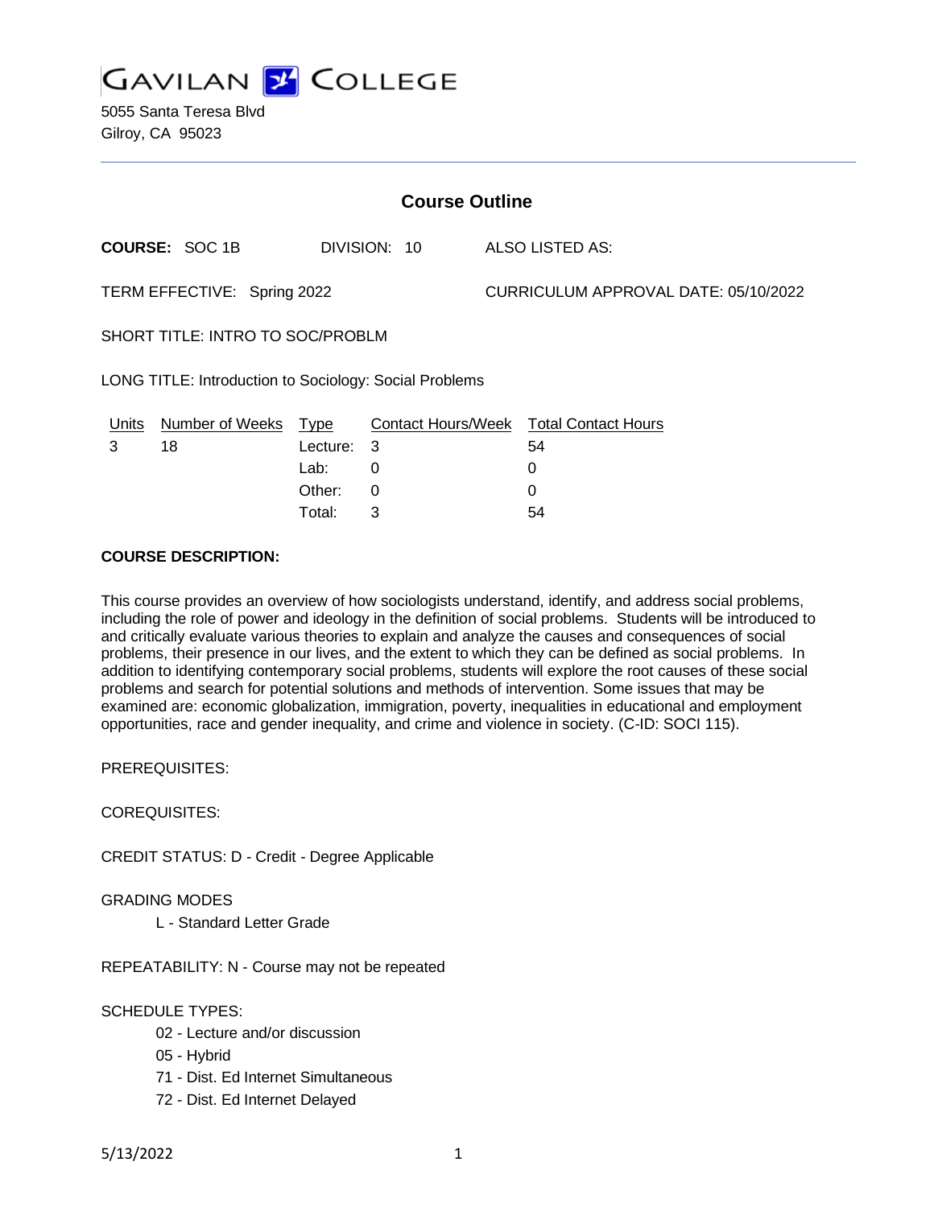# GAVILAN COLLEGE

5055 Santa Teresa Blvd
Gilroy, CA 95023

## Course Outline

**COURSE:** SOC 1B DIVISION: 10 ALSO LISTED AS:

TERM EFFECTIVE: Spring 2022 CURRICULUM APPROVAL DATE: 05/10/2022

SHORT TITLE: INTRO TO SOC/PROBLM

LONG TITLE: Introduction to Sociology: Social Problems

| Units | Number of Weeks | Type | Contact Hours/Week | Total Contact Hours |
|---|---|---|---|---|
| 3 | 18 | Lecture: | 3 | 54 |
| | | Lab: | 0 | 0 |
| | | Other: | 0 | 0 |
| | | Total: | 3 | 54 |

**COURSE DESCRIPTION:**

This course provides an overview of how sociologists understand, identify, and address social problems, including the role of power and ideology in the definition of social problems. Students will be introduced to and critically evaluate various theories to explain and analyze the causes and consequences of social problems, their presence in our lives, and the extent to which they can be defined as social problems. In addition to identifying contemporary social problems, students will explore the root causes of these social problems and search for potential solutions and methods of intervention. Some issues that may be examined are: economic globalization, immigration, poverty, inequalities in educational and employment opportunities, race and gender inequality, and crime and violence in society. (C-ID: SOCI 115).

PREREQUISITES:

COREQUISITES:

CREDIT STATUS: D - Credit - Degree Applicable

GRADING MODES

- L - Standard Letter Grade

REPEATABILITY: N - Course may not be repeated

SCHEDULE TYPES:

- 02 - Lecture and/or discussion
- 05 - Hybrid
- 71 - Dist. Ed Internet Simultaneous
- 72 - Dist. Ed Internet Delayed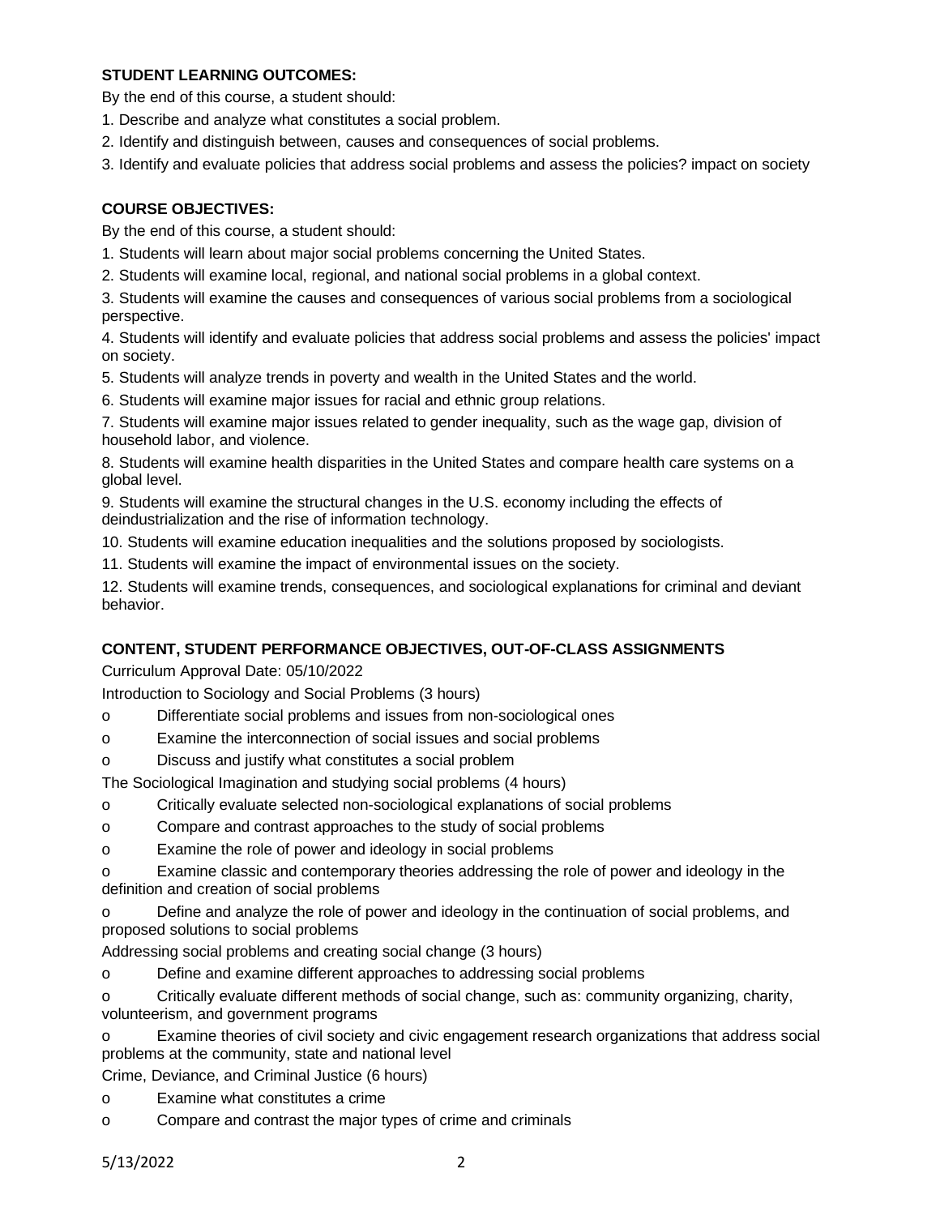**STUDENT LEARNING OUTCOMES:**

By the end of this course, a student should:

1. Describe and analyze what constitutes a social problem.
2. Identify and distinguish between, causes and consequences of social problems.
3. Identify and evaluate policies that address social problems and assess the policies? impact on society

**COURSE OBJECTIVES:**

By the end of this course, a student should:

1. Students will learn about major social problems concerning the United States.
2. Students will examine local, regional, and national social problems in a global context.
3. Students will examine the causes and consequences of various social problems from a sociological perspective.
4. Students will identify and evaluate policies that address social problems and assess the policies' impact on society.
5. Students will analyze trends in poverty and wealth in the United States and the world.
6. Students will examine major issues for racial and ethnic group relations.
7. Students will examine major issues related to gender inequality, such as the wage gap, division of household labor, and violence.
8. Students will examine health disparities in the United States and compare health care systems on a global level.
9. Students will examine the structural changes in the U.S. economy including the effects of deindustrialization and the rise of information technology.
10. Students will examine education inequalities and the solutions proposed by sociologists.
11. Students will examine the impact of environmental issues on the society.
12. Students will examine trends, consequences, and sociological explanations for criminal and deviant behavior.

**CONTENT, STUDENT PERFORMANCE OBJECTIVES, OUT-OF-CLASS ASSIGNMENTS**

Curriculum Approval Date: 05/10/2022

Introduction to Sociology and Social Problems (3 hours)

- Differentiate social problems and issues from non-sociological ones
- Examine the interconnection of social issues and social problems
- Discuss and justify what constitutes a social problem

The Sociological Imagination and studying social problems (4 hours)

- Critically evaluate selected non-sociological explanations of social problems
- Compare and contrast approaches to the study of social problems
- Examine the role of power and ideology in social problems
- Examine classic and contemporary theories addressing the role of power and ideology in the definition and creation of social problems
- Define and analyze the role of power and ideology in the continuation of social problems, and proposed solutions to social problems

Addressing social problems and creating social change (3 hours)

- Define and examine different approaches to addressing social problems
- Critically evaluate different methods of social change, such as: community organizing, charity, volunteerism, and government programs
- Examine theories of civil society and civic engagement research organizations that address social problems at the community, state and national level

Crime, Deviance, and Criminal Justice (6 hours)

- Examine what constitutes a crime
- Compare and contrast the major types of crime and criminals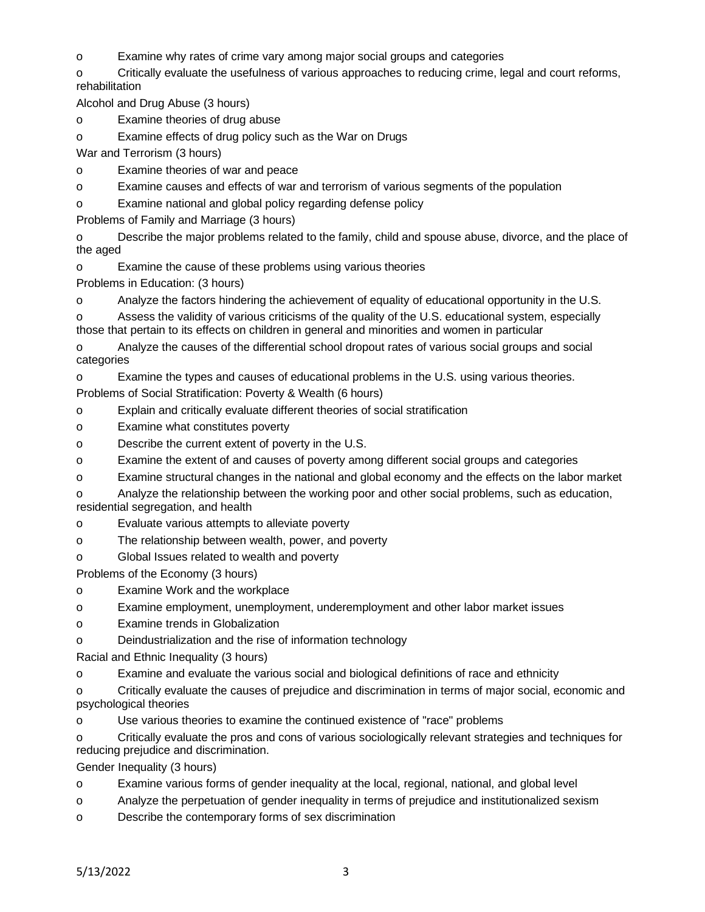- Examine why rates of crime vary among major social groups and categories
- Critically evaluate the usefulness of various approaches to reducing crime, legal and court reforms, rehabilitation

Alcohol and Drug Abuse (3 hours)

- Examine theories of drug abuse
- Examine effects of drug policy such as the War on Drugs

War and Terrorism (3 hours)

- Examine theories of war and peace
- Examine causes and effects of war and terrorism of various segments of the population
- Examine national and global policy regarding defense policy

Problems of Family and Marriage (3 hours)

- Describe the major problems related to the family, child and spouse abuse, divorce, and the place of the aged
- Examine the cause of these problems using various theories

Problems in Education: (3 hours)

- Analyze the factors hindering the achievement of equality of educational opportunity in the U.S.
- Assess the validity of various criticisms of the quality of the U.S. educational system, especially those that pertain to its effects on children in general and minorities and women in particular
- Analyze the causes of the differential school dropout rates of various social groups and social categories
- Examine the types and causes of educational problems in the U.S. using various theories.

Problems of Social Stratification: Poverty & Wealth (6 hours)

- Explain and critically evaluate different theories of social stratification
- Examine what constitutes poverty
- Describe the current extent of poverty in the U.S.
- Examine the extent of and causes of poverty among different social groups and categories
- Examine structural changes in the national and global economy and the effects on the labor market
- Analyze the relationship between the working poor and other social problems, such as education, residential segregation, and health
- Evaluate various attempts to alleviate poverty
- The relationship between wealth, power, and poverty
- Global Issues related to wealth and poverty

Problems of the Economy (3 hours)

- Examine Work and the workplace
- Examine employment, unemployment, underemployment and other labor market issues
- Examine trends in Globalization
- Deindustrialization and the rise of information technology

Racial and Ethnic Inequality (3 hours)

- Examine and evaluate the various social and biological definitions of race and ethnicity
- Critically evaluate the causes of prejudice and discrimination in terms of major social, economic and psychological theories
- Use various theories to examine the continued existence of "race" problems
- Critically evaluate the pros and cons of various sociologically relevant strategies and techniques for reducing prejudice and discrimination.

Gender Inequality (3 hours)

- Examine various forms of gender inequality at the local, regional, national, and global level
- Analyze the perpetuation of gender inequality in terms of prejudice and institutionalized sexism
- Describe the contemporary forms of sex discrimination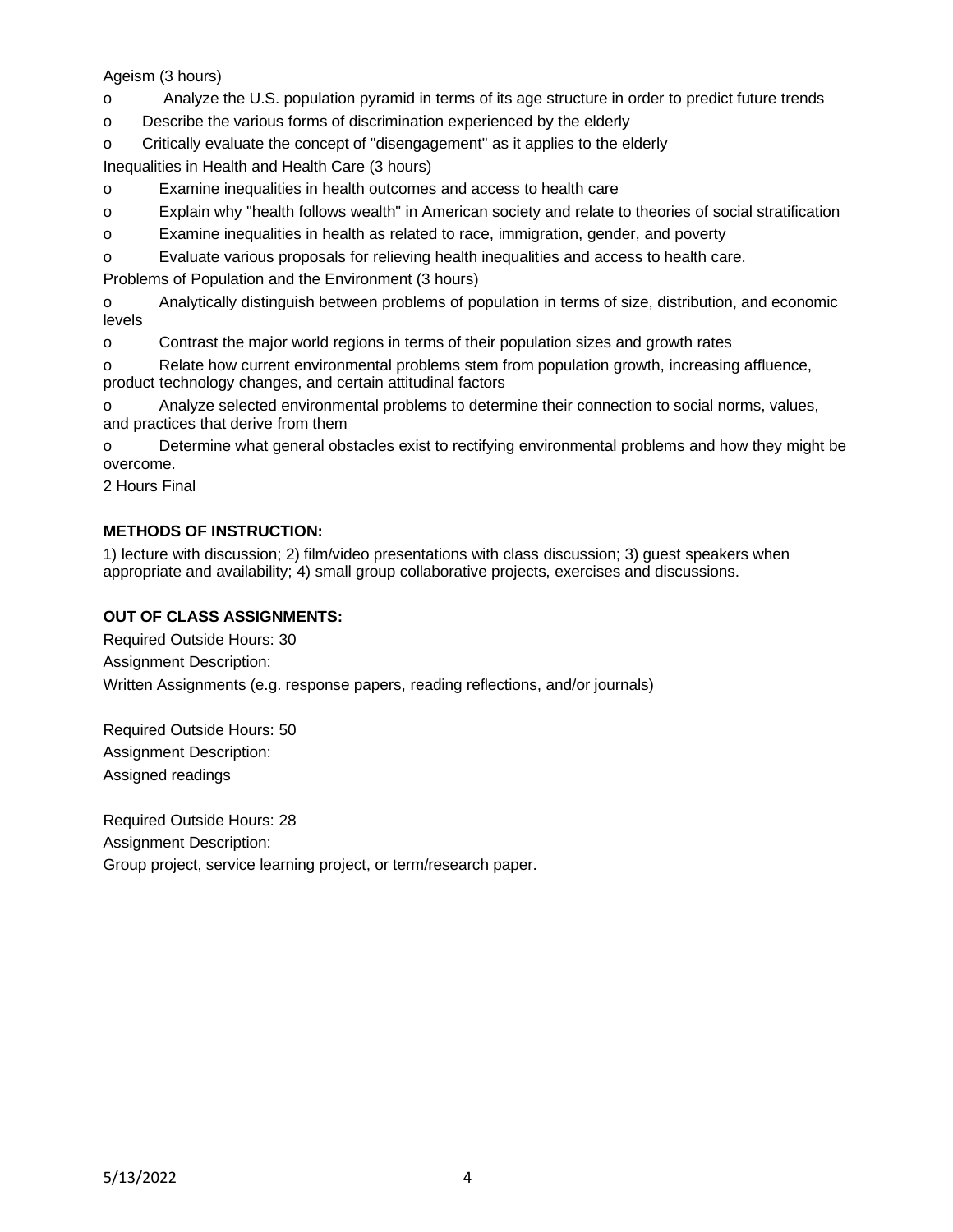Ageism (3 hours)

- Analyze the U.S. population pyramid in terms of its age structure in order to predict future trends
- Describe the various forms of discrimination experienced by the elderly
- Critically evaluate the concept of "disengagement" as it applies to the elderly

Inequalities in Health and Health Care (3 hours)

- Examine inequalities in health outcomes and access to health care
- Explain why "health follows wealth" in American society and relate to theories of social stratification
- Examine inequalities in health as related to race, immigration, gender, and poverty
- Evaluate various proposals for relieving health inequalities and access to health care.

Problems of Population and the Environment (3 hours)

- Analytically distinguish between problems of population in terms of size, distribution, and economic levels
- Contrast the major world regions in terms of their population sizes and growth rates
- Relate how current environmental problems stem from population growth, increasing affluence, product technology changes, and certain attitudinal factors
- Analyze selected environmental problems to determine their connection to social norms, values, and practices that derive from them
- Determine what general obstacles exist to rectifying environmental problems and how they might be overcome.

2 Hours Final

**METHODS OF INSTRUCTION:**

1) lecture with discussion; 2) film/video presentations with class discussion; 3) guest speakers when appropriate and availability; 4) small group collaborative projects, exercises and discussions.

**OUT OF CLASS ASSIGNMENTS:**

Required Outside Hours: 30

Assignment Description:

Written Assignments (e.g. response papers, reading reflections, and/or journals)

Required Outside Hours: 50

Assignment Description:

Assigned readings

Required Outside Hours: 28

Assignment Description:

Group project, service learning project, or term/research paper.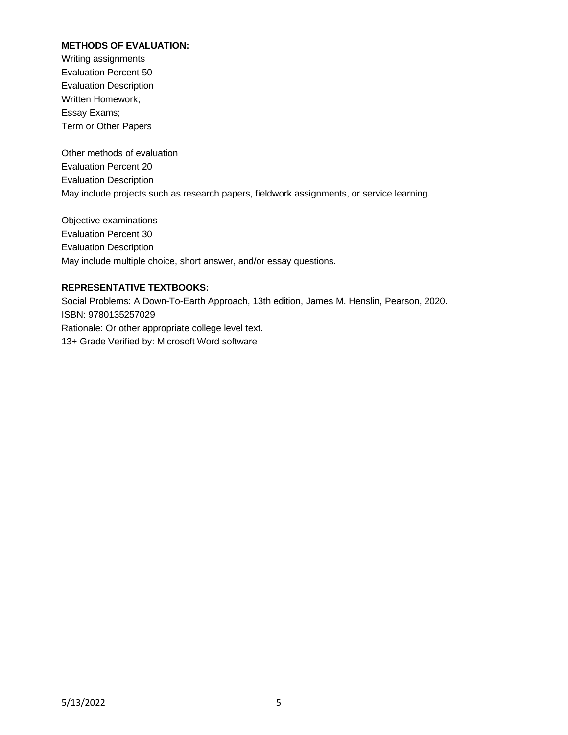**METHODS OF EVALUATION:**

Writing assignments
Evaluation Percent 50
Evaluation Description
Written Homework;
Essay Exams;
Term or Other Papers

Other methods of evaluation
Evaluation Percent 20
Evaluation Description
May include projects such as research papers, fieldwork assignments, or service learning.

Objective examinations
Evaluation Percent 30
Evaluation Description
May include multiple choice, short answer, and/or essay questions.

**REPRESENTATIVE TEXTBOOKS:**

Social Problems: A Down-To-Earth Approach, 13th edition, James M. Henslin, Pearson, 2020.
ISBN: 9780135257029
Rationale: Or other appropriate college level text.
13+ Grade Verified by: Microsoft Word software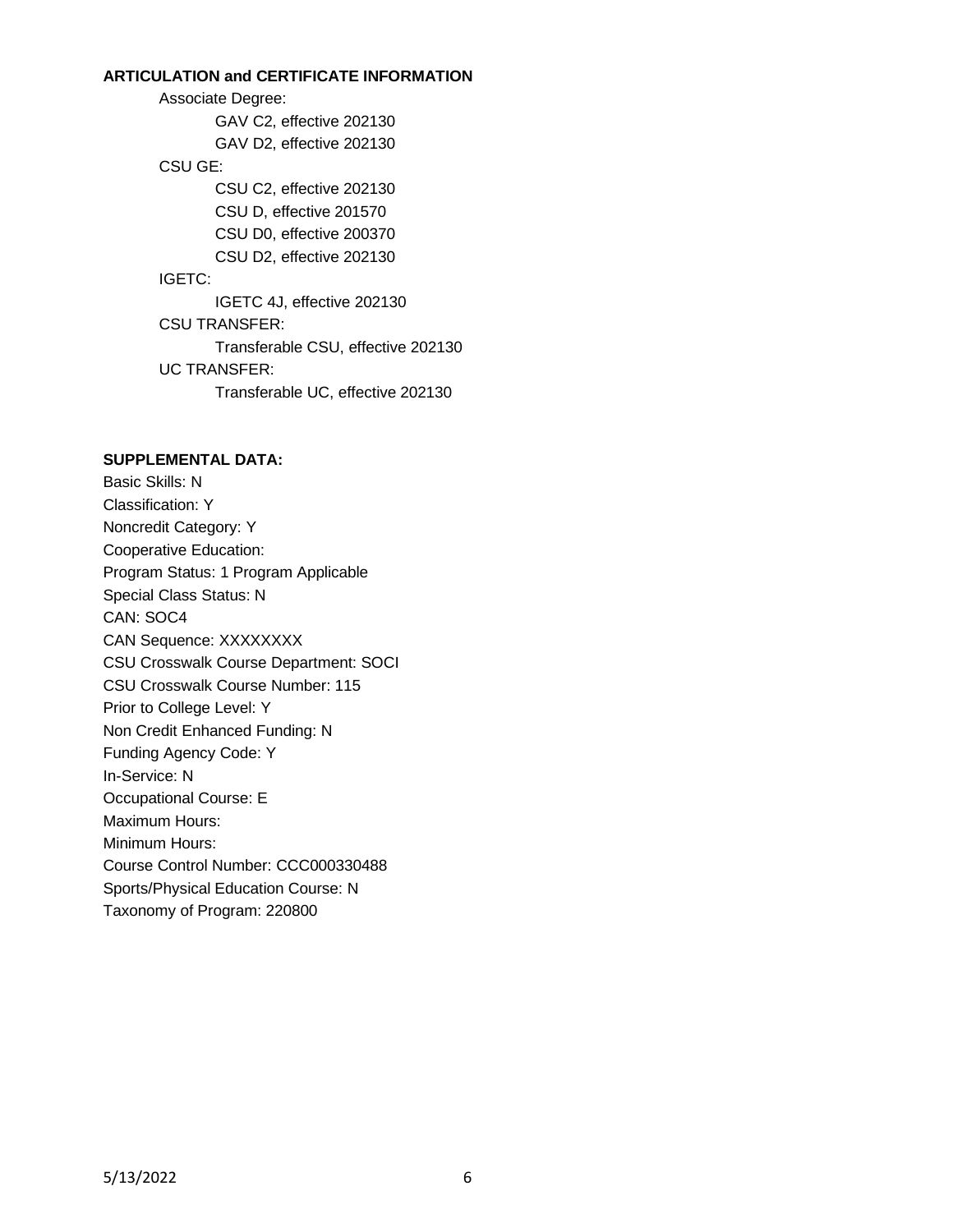**ARTICULATION and CERTIFICATE INFORMATION**

Associate Degree:

- GAV C2, effective 202130
- GAV D2, effective 202130

CSU GE:

- CSU C2, effective 202130
- CSU D, effective 201570
- CSU D0, effective 200370
- CSU D2, effective 202130

IGETC:

- IGETC 4J, effective 202130

CSU TRANSFER:

- Transferable CSU, effective 202130

UC TRANSFER:

- Transferable UC, effective 202130

**SUPPLEMENTAL DATA:**

Basic Skills: N
Classification: Y
Noncredit Category: Y
Cooperative Education:
Program Status: 1 Program Applicable
Special Class Status: N
CAN: SOC4
CAN Sequence: XXXXXXXX
CSU Crosswalk Course Department: SOCI
CSU Crosswalk Course Number: 115
Prior to College Level: Y
Non Credit Enhanced Funding: N
Funding Agency Code: Y
In-Service: N
Occupational Course: E
Maximum Hours:
Minimum Hours:
Course Control Number: CCC000330488
Sports/Physical Education Course: N
Taxonomy of Program: 220800